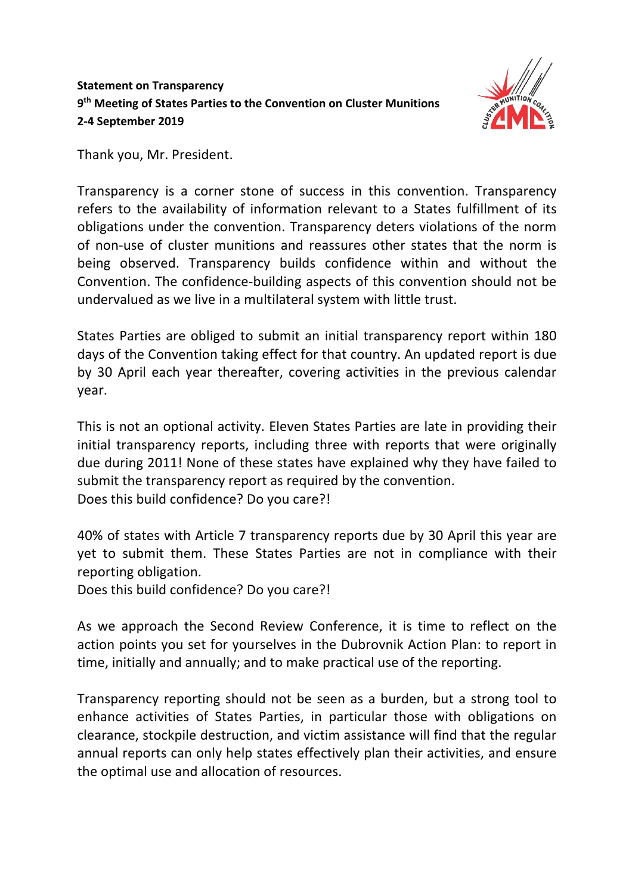**Statement on Transparency**
**9th Meeting of States Parties to the Convention on Cluster Munitions**
**2-4 September 2019**

Thank you, Mr. President.

Transparency is a corner stone of success in this convention. Transparency refers to the availability of information relevant to a States fulfillment of its obligations under the convention. Transparency deters violations of the norm of non-use of cluster munitions and reassures other states that the norm is being observed. Transparency builds confidence within and without the Convention. The confidence-building aspects of this convention should not be undervalued as we live in a multilateral system with little trust.

States Parties are obliged to submit an initial transparency report within 180 days of the Convention taking effect for that country. An updated report is due by 30 April each year thereafter, covering activities in the previous calendar year.

This is not an optional activity. Eleven States Parties are late in providing their initial transparency reports, including three with reports that were originally due during 2011! None of these states have explained why they have failed to submit the transparency report as required by the convention.
Does this build confidence? Do you care?!

40% of states with Article 7 transparency reports due by 30 April this year are yet to submit them. These States Parties are not in compliance with their reporting obligation.
Does this build confidence? Do you care?!

As we approach the Second Review Conference, it is time to reflect on the action points you set for yourselves in the Dubrovnik Action Plan: to report in time, initially and annually; and to make practical use of the reporting.

Transparency reporting should not be seen as a burden, but a strong tool to enhance activities of States Parties, in particular those with obligations on clearance, stockpile destruction, and victim assistance will find that the regular annual reports can only help states effectively plan their activities, and ensure the optimal use and allocation of resources.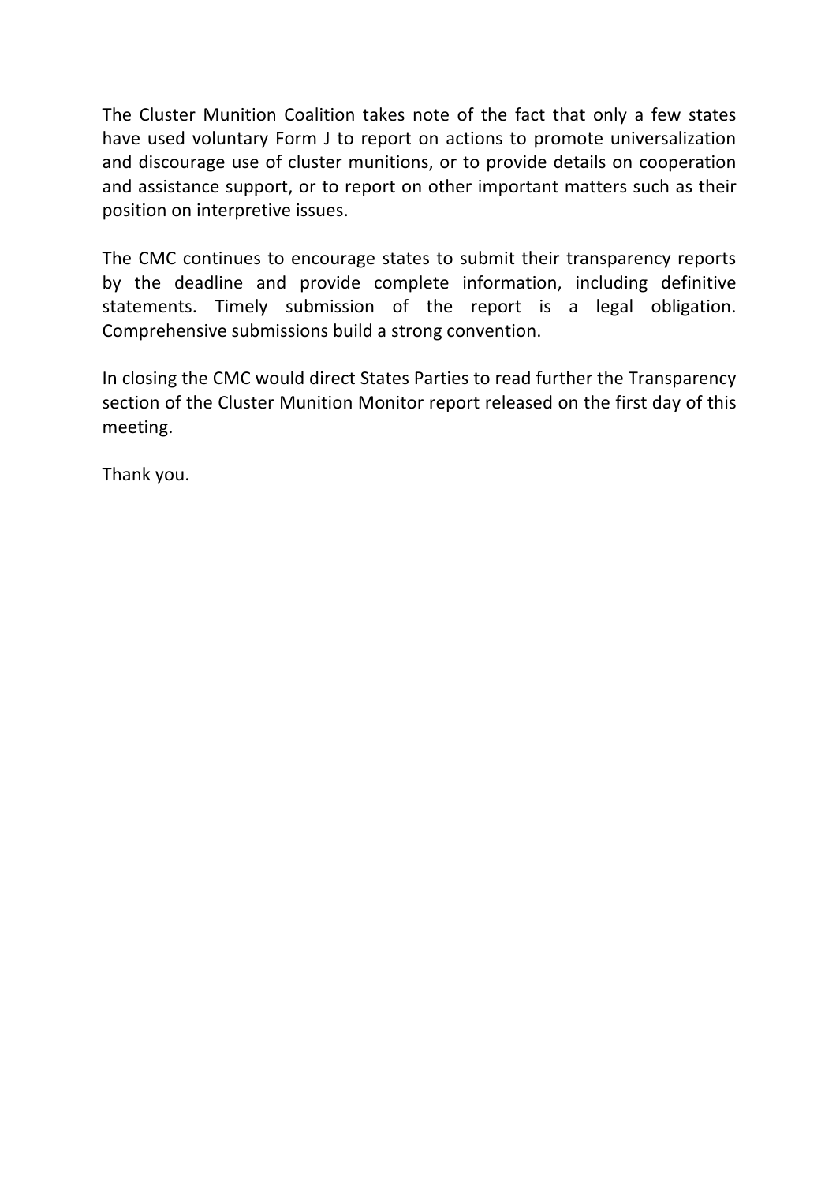The Cluster Munition Coalition takes note of the fact that only a few states have used voluntary Form J to report on actions to promote universalization and discourage use of cluster munitions, or to provide details on cooperation and assistance support, or to report on other important matters such as their position on interpretive issues.

The CMC continues to encourage states to submit their transparency reports by the deadline and provide complete information, including definitive statements. Timely submission of the report is a legal obligation. Comprehensive submissions build a strong convention.

In closing the CMC would direct States Parties to read further the Transparency section of the Cluster Munition Monitor report released on the first day of this meeting.

Thank you.